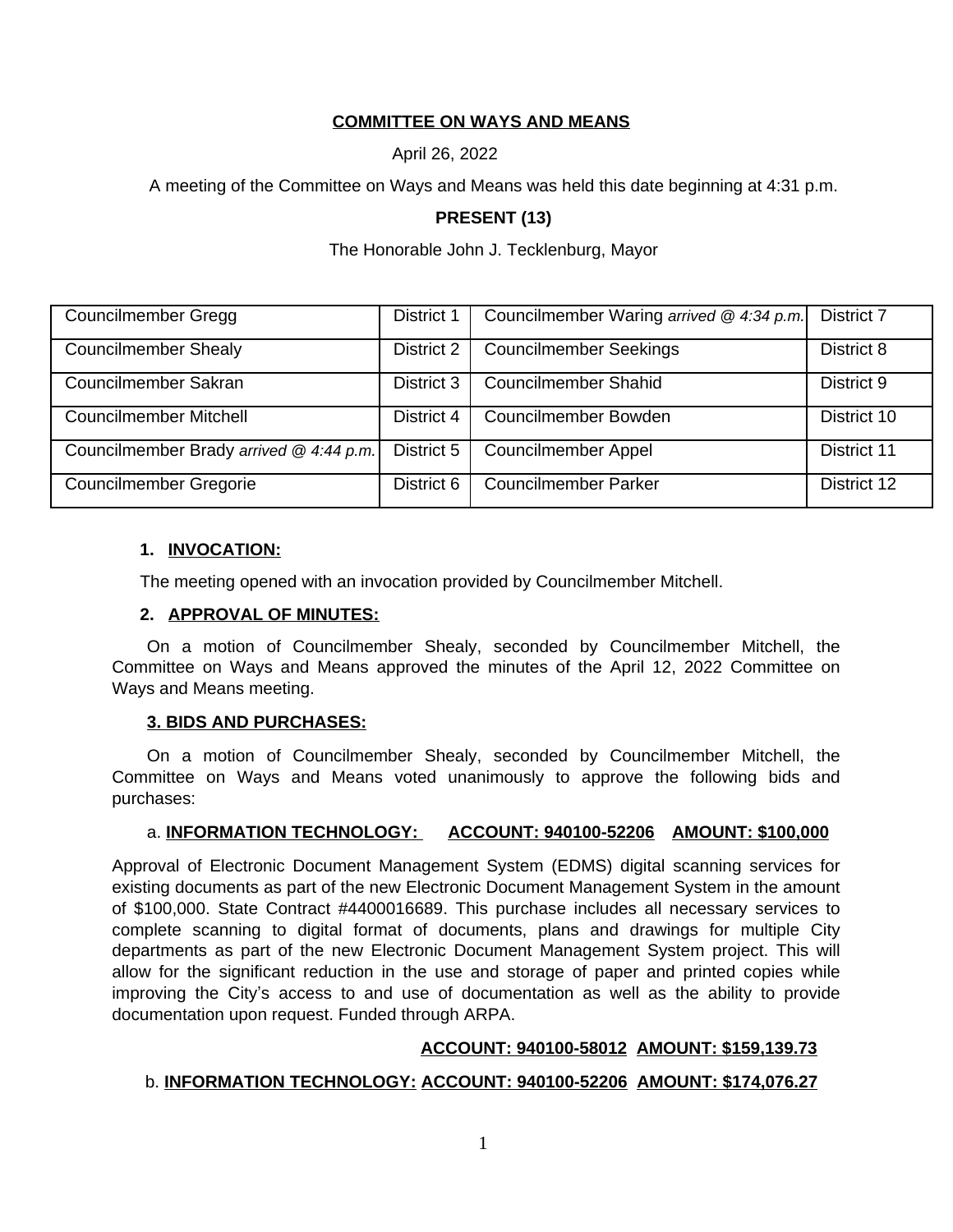**COMMITTEE ON WAYS AND MEANS**

April 26, 2022

A meeting of the Committee on Ways and Means was held this date beginning at 4:31 p.m.

**PRESENT (13)**

The Honorable John J. Tecklenburg, Mayor

| | | | |
|---|---|---|---|
| Councilmember Gregg | District 1 | Councilmember Waring *arrived @ 4:34 p.m.* | District 7 |
| Councilmember Shealy | District 2 | Councilmember Seekings | District 8 |
| Councilmember Sakran | District 3 | Councilmember Shahid | District 9 |
| Councilmember Mitchell | District 4 | Councilmember Bowden | District 10 |
| Councilmember Brady *arrived @ 4:44 p.m.* | District 5 | Councilmember Appel | District 11 |
| Councilmember Gregorie | District 6 | Councilmember Parker | District 12 |

**1. INVOCATION:**

The meeting opened with an invocation provided by Councilmember Mitchell.

**2. APPROVAL OF MINUTES:**

On a motion of Councilmember Shealy, seconded by Councilmember Mitchell, the Committee on Ways and Means approved the minutes of the April 12, 2022 Committee on Ways and Means meeting.

**3. BIDS AND PURCHASES:**

On a motion of Councilmember Shealy, seconded by Councilmember Mitchell, the Committee on Ways and Means voted unanimously to approve the following bids and purchases:

a. **INFORMATION TECHNOLOGY: ACCOUNT: 940100-52206 AMOUNT: $100,000**

Approval of Electronic Document Management System (EDMS) digital scanning services for existing documents as part of the new Electronic Document Management System in the amount of $100,000. State Contract #4400016689. This purchase includes all necessary services to complete scanning to digital format of documents, plans and drawings for multiple City departments as part of the new Electronic Document Management System project. This will allow for the significant reduction in the use and storage of paper and printed copies while improving the City's access to and use of documentation as well as the ability to provide documentation upon request. Funded through ARPA.

**ACCOUNT: 940100-58012 AMOUNT: $159,139.73**

b. **INFORMATION TECHNOLOGY: ACCOUNT: 940100-52206 AMOUNT: $174,076.27**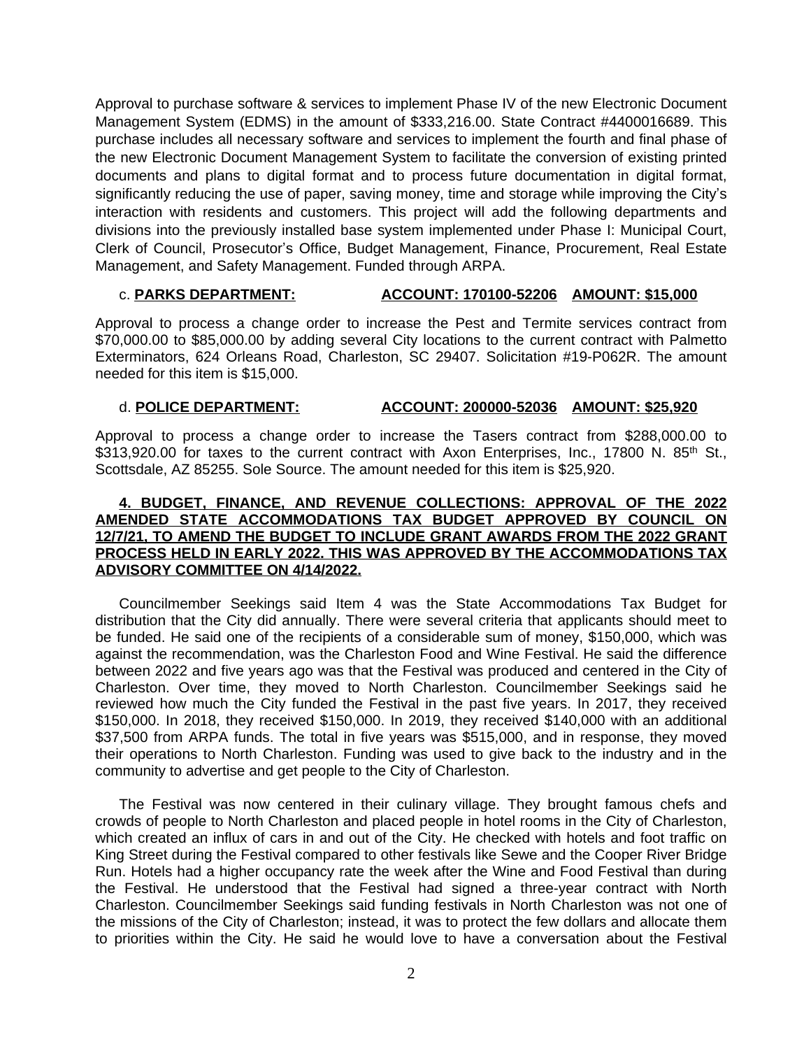Approval to purchase software & services to implement Phase IV of the new Electronic Document Management System (EDMS) in the amount of $333,216.00. State Contract #4400016689. This purchase includes all necessary software and services to implement the fourth and final phase of the new Electronic Document Management System to facilitate the conversion of existing printed documents and plans to digital format and to process future documentation in digital format, significantly reducing the use of paper, saving money, time and storage while improving the City's interaction with residents and customers. This project will add the following departments and divisions into the previously installed base system implemented under Phase I: Municipal Court, Clerk of Council, Prosecutor's Office, Budget Management, Finance, Procurement, Real Estate Management, and Safety Management. Funded through ARPA.

c. **PARKS DEPARTMENT:** **ACCOUNT: 170100-52206** **AMOUNT: $15,000**

Approval to process a change order to increase the Pest and Termite services contract from $70,000.00 to $85,000.00 by adding several City locations to the current contract with Palmetto Exterminators, 624 Orleans Road, Charleston, SC 29407. Solicitation #19-P062R. The amount needed for this item is $15,000.

d. **POLICE DEPARTMENT:** **ACCOUNT: 200000-52036** **AMOUNT: $25,920**

Approval to process a change order to increase the Tasers contract from $288,000.00 to $313,920.00 for taxes to the current contract with Axon Enterprises, Inc., 17800 N. 85th St., Scottsdale, AZ 85255. Sole Source. The amount needed for this item is $25,920.

**4. BUDGET, FINANCE, AND REVENUE COLLECTIONS: APPROVAL OF THE 2022 AMENDED STATE ACCOMMODATIONS TAX BUDGET APPROVED BY COUNCIL ON 12/7/21, TO AMEND THE BUDGET TO INCLUDE GRANT AWARDS FROM THE 2022 GRANT PROCESS HELD IN EARLY 2022. THIS WAS APPROVED BY THE ACCOMMODATIONS TAX ADVISORY COMMITTEE ON 4/14/2022.**

Councilmember Seekings said Item 4 was the State Accommodations Tax Budget for distribution that the City did annually. There were several criteria that applicants should meet to be funded. He said one of the recipients of a considerable sum of money, $150,000, which was against the recommendation, was the Charleston Food and Wine Festival. He said the difference between 2022 and five years ago was that the Festival was produced and centered in the City of Charleston. Over time, they moved to North Charleston. Councilmember Seekings said he reviewed how much the City funded the Festival in the past five years. In 2017, they received $150,000. In 2018, they received $150,000. In 2019, they received $140,000 with an additional $37,500 from ARPA funds. The total in five years was $515,000, and in response, they moved their operations to North Charleston. Funding was used to give back to the industry and in the community to advertise and get people to the City of Charleston.

The Festival was now centered in their culinary village. They brought famous chefs and crowds of people to North Charleston and placed people in hotel rooms in the City of Charleston, which created an influx of cars in and out of the City. He checked with hotels and foot traffic on King Street during the Festival compared to other festivals like Sewe and the Cooper River Bridge Run. Hotels had a higher occupancy rate the week after the Wine and Food Festival than during the Festival. He understood that the Festival had signed a three-year contract with North Charleston. Councilmember Seekings said funding festivals in North Charleston was not one of the missions of the City of Charleston; instead, it was to protect the few dollars and allocate them to priorities within the City. He said he would love to have a conversation about the Festival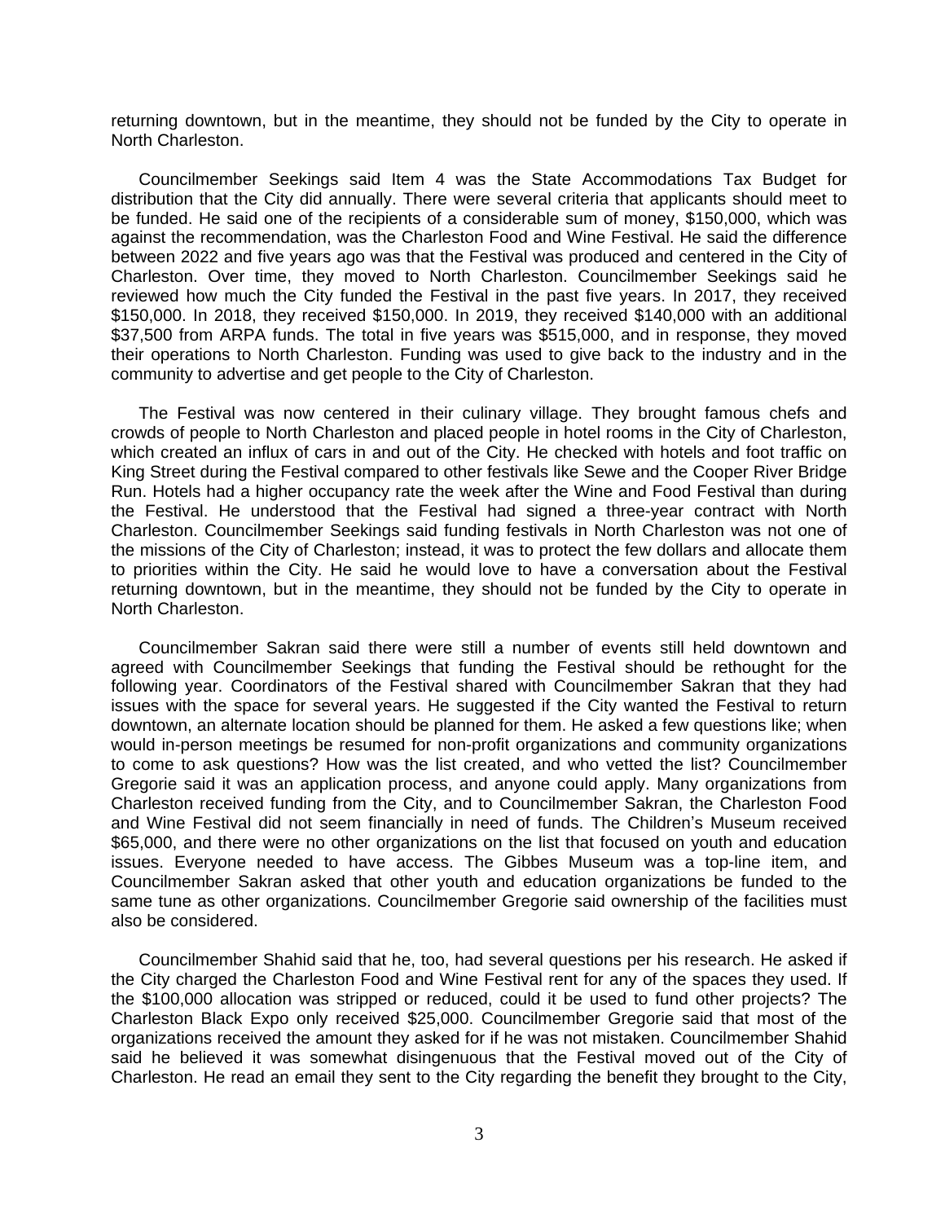returning downtown, but in the meantime, they should not be funded by the City to operate in North Charleston.

Councilmember Seekings said Item 4 was the State Accommodations Tax Budget for distribution that the City did annually. There were several criteria that applicants should meet to be funded. He said one of the recipients of a considerable sum of money, $150,000, which was against the recommendation, was the Charleston Food and Wine Festival. He said the difference between 2022 and five years ago was that the Festival was produced and centered in the City of Charleston. Over time, they moved to North Charleston. Councilmember Seekings said he reviewed how much the City funded the Festival in the past five years. In 2017, they received $150,000. In 2018, they received $150,000. In 2019, they received $140,000 with an additional $37,500 from ARPA funds. The total in five years was $515,000, and in response, they moved their operations to North Charleston. Funding was used to give back to the industry and in the community to advertise and get people to the City of Charleston.

The Festival was now centered in their culinary village. They brought famous chefs and crowds of people to North Charleston and placed people in hotel rooms in the City of Charleston, which created an influx of cars in and out of the City. He checked with hotels and foot traffic on King Street during the Festival compared to other festivals like Sewe and the Cooper River Bridge Run. Hotels had a higher occupancy rate the week after the Wine and Food Festival than during the Festival. He understood that the Festival had signed a three-year contract with North Charleston. Councilmember Seekings said funding festivals in North Charleston was not one of the missions of the City of Charleston; instead, it was to protect the few dollars and allocate them to priorities within the City. He said he would love to have a conversation about the Festival returning downtown, but in the meantime, they should not be funded by the City to operate in North Charleston.

Councilmember Sakran said there were still a number of events still held downtown and agreed with Councilmember Seekings that funding the Festival should be rethought for the following year. Coordinators of the Festival shared with Councilmember Sakran that they had issues with the space for several years. He suggested if the City wanted the Festival to return downtown, an alternate location should be planned for them. He asked a few questions like; when would in-person meetings be resumed for non-profit organizations and community organizations to come to ask questions? How was the list created, and who vetted the list? Councilmember Gregorie said it was an application process, and anyone could apply. Many organizations from Charleston received funding from the City, and to Councilmember Sakran, the Charleston Food and Wine Festival did not seem financially in need of funds. The Children's Museum received $65,000, and there were no other organizations on the list that focused on youth and education issues. Everyone needed to have access. The Gibbes Museum was a top-line item, and Councilmember Sakran asked that other youth and education organizations be funded to the same tune as other organizations. Councilmember Gregorie said ownership of the facilities must also be considered.

Councilmember Shahid said that he, too, had several questions per his research. He asked if the City charged the Charleston Food and Wine Festival rent for any of the spaces they used. If the $100,000 allocation was stripped or reduced, could it be used to fund other projects? The Charleston Black Expo only received $25,000. Councilmember Gregorie said that most of the organizations received the amount they asked for if he was not mistaken. Councilmember Shahid said he believed it was somewhat disingenuous that the Festival moved out of the City of Charleston. He read an email they sent to the City regarding the benefit they brought to the City,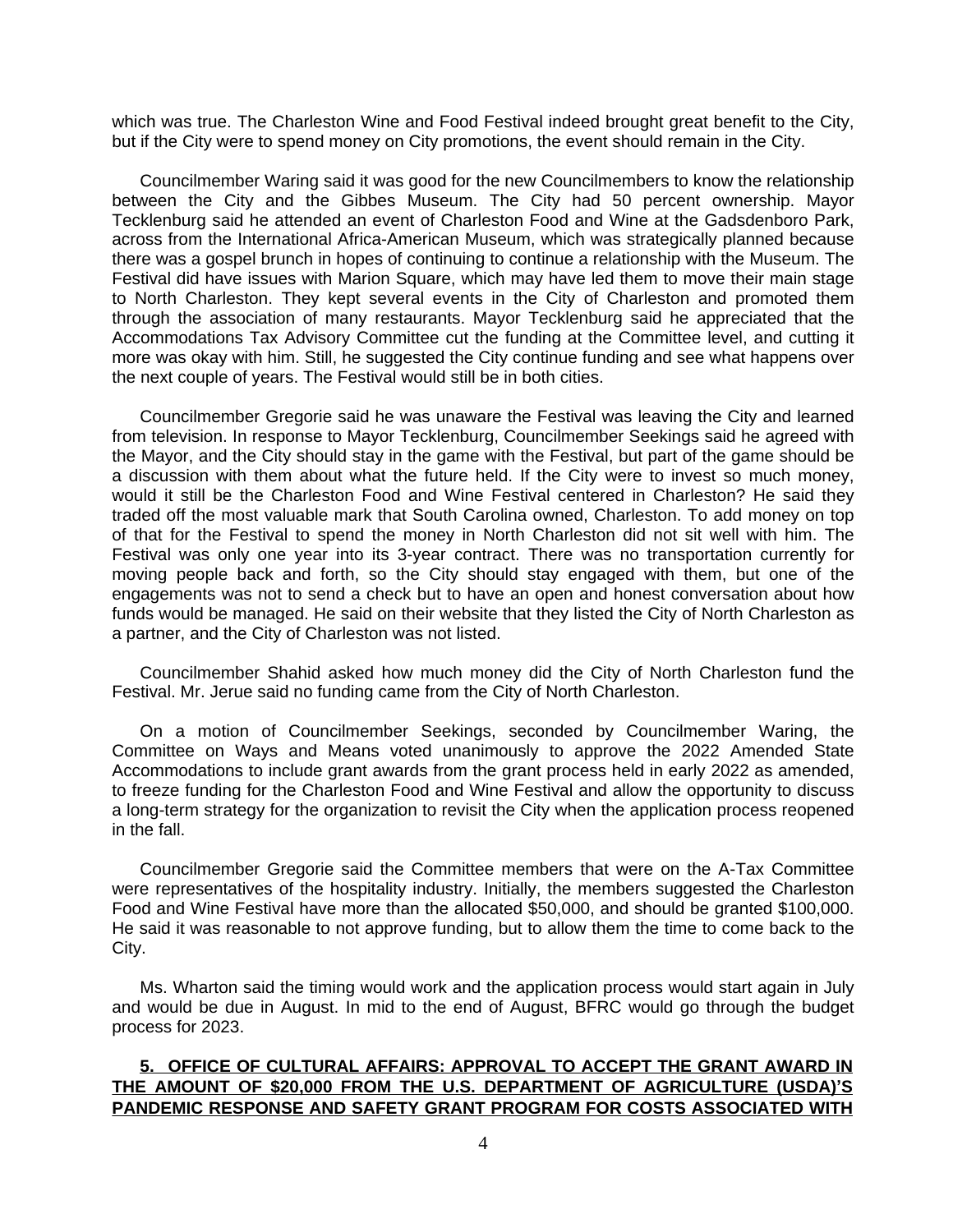which was true. The Charleston Wine and Food Festival indeed brought great benefit to the City, but if the City were to spend money on City promotions, the event should remain in the City.

Councilmember Waring said it was good for the new Councilmembers to know the relationship between the City and the Gibbes Museum. The City had 50 percent ownership. Mayor Tecklenburg said he attended an event of Charleston Food and Wine at the Gadsdenboro Park, across from the International Africa-American Museum, which was strategically planned because there was a gospel brunch in hopes of continuing to continue a relationship with the Museum. The Festival did have issues with Marion Square, which may have led them to move their main stage to North Charleston. They kept several events in the City of Charleston and promoted them through the association of many restaurants. Mayor Tecklenburg said he appreciated that the Accommodations Tax Advisory Committee cut the funding at the Committee level, and cutting it more was okay with him. Still, he suggested the City continue funding and see what happens over the next couple of years. The Festival would still be in both cities.

Councilmember Gregorie said he was unaware the Festival was leaving the City and learned from television. In response to Mayor Tecklenburg, Councilmember Seekings said he agreed with the Mayor, and the City should stay in the game with the Festival, but part of the game should be a discussion with them about what the future held. If the City were to invest so much money, would it still be the Charleston Food and Wine Festival centered in Charleston? He said they traded off the most valuable mark that South Carolina owned, Charleston. To add money on top of that for the Festival to spend the money in North Charleston did not sit well with him. The Festival was only one year into its 3-year contract. There was no transportation currently for moving people back and forth, so the City should stay engaged with them, but one of the engagements was not to send a check but to have an open and honest conversation about how funds would be managed. He said on their website that they listed the City of North Charleston as a partner, and the City of Charleston was not listed.

Councilmember Shahid asked how much money did the City of North Charleston fund the Festival. Mr. Jerue said no funding came from the City of North Charleston.

On a motion of Councilmember Seekings, seconded by Councilmember Waring, the Committee on Ways and Means voted unanimously to approve the 2022 Amended State Accommodations to include grant awards from the grant process held in early 2022 as amended, to freeze funding for the Charleston Food and Wine Festival and allow the opportunity to discuss a long-term strategy for the organization to revisit the City when the application process reopened in the fall.

Councilmember Gregorie said the Committee members that were on the A-Tax Committee were representatives of the hospitality industry. Initially, the members suggested the Charleston Food and Wine Festival have more than the allocated $50,000, and should be granted $100,000. He said it was reasonable to not approve funding, but to allow them the time to come back to the City.

Ms. Wharton said the timing would work and the application process would start again in July and would be due in August. In mid to the end of August, BFRC would go through the budget process for 2023.

**5. OFFICE OF CULTURAL AFFAIRS: APPROVAL TO ACCEPT THE GRANT AWARD IN THE AMOUNT OF $20,000 FROM THE U.S. DEPARTMENT OF AGRICULTURE (USDA)'S PANDEMIC RESPONSE AND SAFETY GRANT PROGRAM FOR COSTS ASSOCIATED WITH**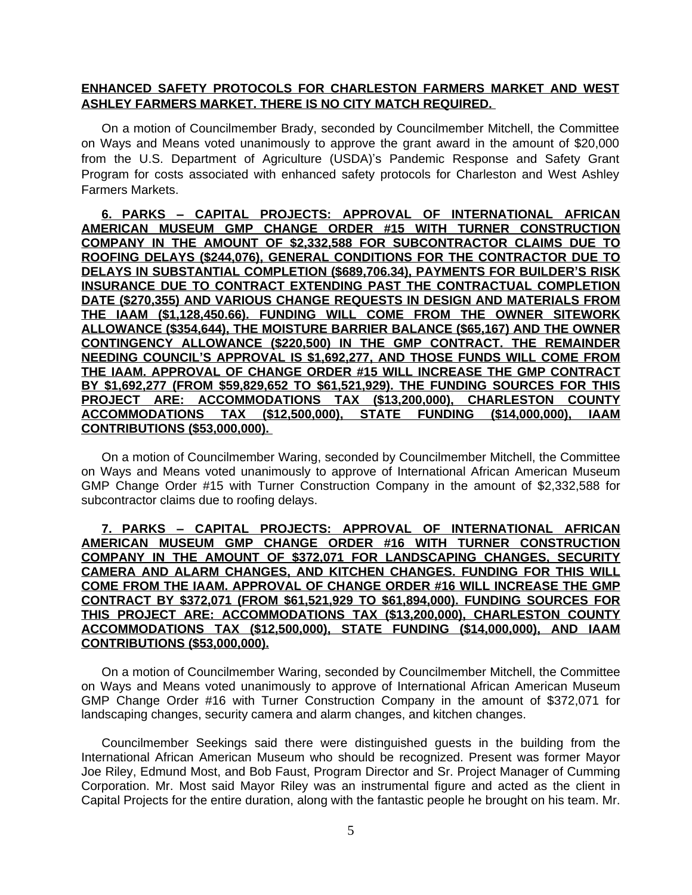**ENHANCED SAFETY PROTOCOLS FOR CHARLESTON FARMERS MARKET AND WEST ASHLEY FARMERS MARKET. THERE IS NO CITY MATCH REQUIRED.**

On a motion of Councilmember Brady, seconded by Councilmember Mitchell, the Committee on Ways and Means voted unanimously to approve the grant award in the amount of $20,000 from the U.S. Department of Agriculture (USDA)'s Pandemic Response and Safety Grant Program for costs associated with enhanced safety protocols for Charleston and West Ashley Farmers Markets.

**6. PARKS – CAPITAL PROJECTS: APPROVAL OF INTERNATIONAL AFRICAN AMERICAN MUSEUM GMP CHANGE ORDER #15 WITH TURNER CONSTRUCTION COMPANY IN THE AMOUNT OF $2,332,588 FOR SUBCONTRACTOR CLAIMS DUE TO ROOFING DELAYS ($244,076), GENERAL CONDITIONS FOR THE CONTRACTOR DUE TO DELAYS IN SUBSTANTIAL COMPLETION ($689,706.34), PAYMENTS FOR BUILDER'S RISK INSURANCE DUE TO CONTRACT EXTENDING PAST THE CONTRACTUAL COMPLETION DATE ($270,355) AND VARIOUS CHANGE REQUESTS IN DESIGN AND MATERIALS FROM THE IAAM ($1,128,450.66). FUNDING WILL COME FROM THE OWNER SITEWORK ALLOWANCE ($354,644), THE MOISTURE BARRIER BALANCE ($65,167) AND THE OWNER CONTINGENCY ALLOWANCE ($220,500) IN THE GMP CONTRACT. THE REMAINDER NEEDING COUNCIL'S APPROVAL IS $1,692,277, AND THOSE FUNDS WILL COME FROM THE IAAM. APPROVAL OF CHANGE ORDER #15 WILL INCREASE THE GMP CONTRACT BY $1,692,277 (FROM $59,829,652 TO $61,521,929). THE FUNDING SOURCES FOR THIS PROJECT ARE: ACCOMMODATIONS TAX ($13,200,000), CHARLESTON COUNTY ACCOMMODATIONS TAX ($12,500,000), STATE FUNDING ($14,000,000), IAAM CONTRIBUTIONS ($53,000,000).**

On a motion of Councilmember Waring, seconded by Councilmember Mitchell, the Committee on Ways and Means voted unanimously to approve of International African American Museum GMP Change Order #15 with Turner Construction Company in the amount of $2,332,588 for subcontractor claims due to roofing delays.

**7. PARKS – CAPITAL PROJECTS: APPROVAL OF INTERNATIONAL AFRICAN AMERICAN MUSEUM GMP CHANGE ORDER #16 WITH TURNER CONSTRUCTION COMPANY IN THE AMOUNT OF $372,071 FOR LANDSCAPING CHANGES, SECURITY CAMERA AND ALARM CHANGES, AND KITCHEN CHANGES. FUNDING FOR THIS WILL COME FROM THE IAAM. APPROVAL OF CHANGE ORDER #16 WILL INCREASE THE GMP CONTRACT BY $372,071 (FROM $61,521,929 TO $61,894,000). FUNDING SOURCES FOR THIS PROJECT ARE: ACCOMMODATIONS TAX ($13,200,000), CHARLESTON COUNTY ACCOMMODATIONS TAX ($12,500,000), STATE FUNDING ($14,000,000), AND IAAM CONTRIBUTIONS ($53,000,000).**

On a motion of Councilmember Waring, seconded by Councilmember Mitchell, the Committee on Ways and Means voted unanimously to approve of International African American Museum GMP Change Order #16 with Turner Construction Company in the amount of $372,071 for landscaping changes, security camera and alarm changes, and kitchen changes.

Councilmember Seekings said there were distinguished guests in the building from the International African American Museum who should be recognized. Present was former Mayor Joe Riley, Edmund Most, and Bob Faust, Program Director and Sr. Project Manager of Cumming Corporation. Mr. Most said Mayor Riley was an instrumental figure and acted as the client in Capital Projects for the entire duration, along with the fantastic people he brought on his team. Mr.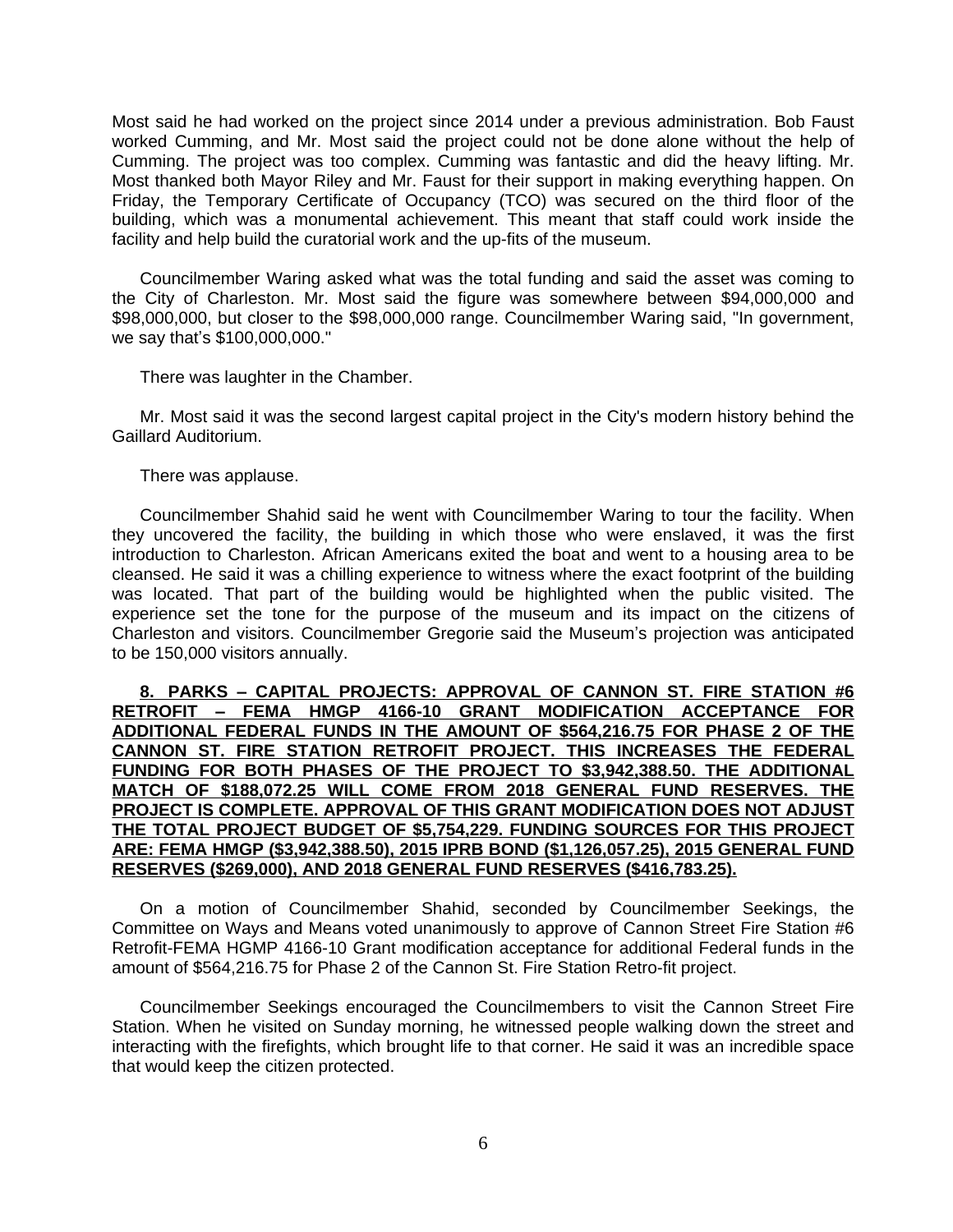Most said he had worked on the project since 2014 under a previous administration. Bob Faust worked Cumming, and Mr. Most said the project could not be done alone without the help of Cumming. The project was too complex. Cumming was fantastic and did the heavy lifting. Mr. Most thanked both Mayor Riley and Mr. Faust for their support in making everything happen. On Friday, the Temporary Certificate of Occupancy (TCO) was secured on the third floor of the building, which was a monumental achievement. This meant that staff could work inside the facility and help build the curatorial work and the up-fits of the museum.

Councilmember Waring asked what was the total funding and said the asset was coming to the City of Charleston. Mr. Most said the figure was somewhere between $94,000,000 and $98,000,000, but closer to the $98,000,000 range. Councilmember Waring said, "In government, we say that's $100,000,000."

There was laughter in the Chamber.

Mr. Most said it was the second largest capital project in the City's modern history behind the Gaillard Auditorium.

There was applause.

Councilmember Shahid said he went with Councilmember Waring to tour the facility. When they uncovered the facility, the building in which those who were enslaved, it was the first introduction to Charleston. African Americans exited the boat and went to a housing area to be cleansed. He said it was a chilling experience to witness where the exact footprint of the building was located. That part of the building would be highlighted when the public visited. The experience set the tone for the purpose of the museum and its impact on the citizens of Charleston and visitors. Councilmember Gregorie said the Museum's projection was anticipated to be 150,000 visitors annually.

**8. PARKS – CAPITAL PROJECTS: APPROVAL OF CANNON ST. FIRE STATION #6 RETROFIT – FEMA HMGP 4166-10 GRANT MODIFICATION ACCEPTANCE FOR ADDITIONAL FEDERAL FUNDS IN THE AMOUNT OF $564,216.75 FOR PHASE 2 OF THE CANNON ST. FIRE STATION RETROFIT PROJECT. THIS INCREASES THE FEDERAL FUNDING FOR BOTH PHASES OF THE PROJECT TO $3,942,388.50. THE ADDITIONAL MATCH OF $188,072.25 WILL COME FROM 2018 GENERAL FUND RESERVES. THE PROJECT IS COMPLETE. APPROVAL OF THIS GRANT MODIFICATION DOES NOT ADJUST THE TOTAL PROJECT BUDGET OF $5,754,229. FUNDING SOURCES FOR THIS PROJECT ARE: FEMA HMGP ($3,942,388.50), 2015 IPRB BOND ($1,126,057.25), 2015 GENERAL FUND RESERVES ($269,000), AND 2018 GENERAL FUND RESERVES ($416,783.25).**

On a motion of Councilmember Shahid, seconded by Councilmember Seekings, the Committee on Ways and Means voted unanimously to approve of Cannon Street Fire Station #6 Retrofit-FEMA HGMP 4166-10 Grant modification acceptance for additional Federal funds in the amount of $564,216.75 for Phase 2 of the Cannon St. Fire Station Retro-fit project.

Councilmember Seekings encouraged the Councilmembers to visit the Cannon Street Fire Station. When he visited on Sunday morning, he witnessed people walking down the street and interacting with the firefights, which brought life to that corner. He said it was an incredible space that would keep the citizen protected.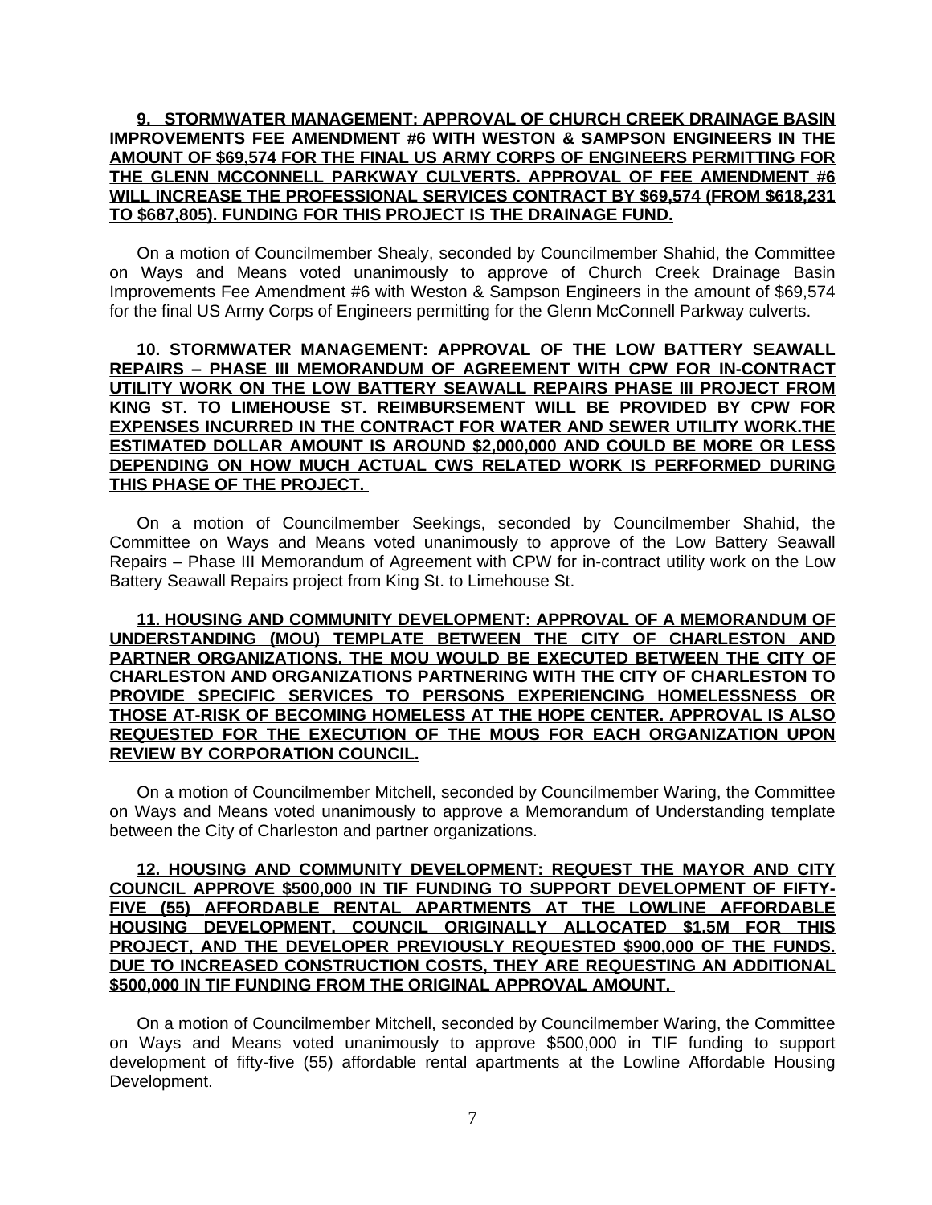**9. STORMWATER MANAGEMENT: APPROVAL OF CHURCH CREEK DRAINAGE BASIN IMPROVEMENTS FEE AMENDMENT #6 WITH WESTON & SAMPSON ENGINEERS IN THE AMOUNT OF $69,574 FOR THE FINAL US ARMY CORPS OF ENGINEERS PERMITTING FOR THE GLENN MCCONNELL PARKWAY CULVERTS. APPROVAL OF FEE AMENDMENT #6 WILL INCREASE THE PROFESSIONAL SERVICES CONTRACT BY $69,574 (FROM $618,231 TO $687,805). FUNDING FOR THIS PROJECT IS THE DRAINAGE FUND.**

On a motion of Councilmember Shealy, seconded by Councilmember Shahid, the Committee on Ways and Means voted unanimously to approve of Church Creek Drainage Basin Improvements Fee Amendment #6 with Weston & Sampson Engineers in the amount of $69,574 for the final US Army Corps of Engineers permitting for the Glenn McConnell Parkway culverts.

**10. STORMWATER MANAGEMENT: APPROVAL OF THE LOW BATTERY SEAWALL REPAIRS – PHASE III MEMORANDUM OF AGREEMENT WITH CPW FOR IN-CONTRACT UTILITY WORK ON THE LOW BATTERY SEAWALL REPAIRS PHASE III PROJECT FROM KING ST. TO LIMEHOUSE ST. REIMBURSEMENT WILL BE PROVIDED BY CPW FOR EXPENSES INCURRED IN THE CONTRACT FOR WATER AND SEWER UTILITY WORK.THE ESTIMATED DOLLAR AMOUNT IS AROUND $2,000,000 AND COULD BE MORE OR LESS DEPENDING ON HOW MUCH ACTUAL CWS RELATED WORK IS PERFORMED DURING THIS PHASE OF THE PROJECT.**

On a motion of Councilmember Seekings, seconded by Councilmember Shahid, the Committee on Ways and Means voted unanimously to approve of the Low Battery Seawall Repairs – Phase III Memorandum of Agreement with CPW for in-contract utility work on the Low Battery Seawall Repairs project from King St. to Limehouse St.

**11. HOUSING AND COMMUNITY DEVELOPMENT: APPROVAL OF A MEMORANDUM OF UNDERSTANDING (MOU) TEMPLATE BETWEEN THE CITY OF CHARLESTON AND PARTNER ORGANIZATIONS. THE MOU WOULD BE EXECUTED BETWEEN THE CITY OF CHARLESTON AND ORGANIZATIONS PARTNERING WITH THE CITY OF CHARLESTON TO PROVIDE SPECIFIC SERVICES TO PERSONS EXPERIENCING HOMELESSNESS OR THOSE AT-RISK OF BECOMING HOMELESS AT THE HOPE CENTER. APPROVAL IS ALSO REQUESTED FOR THE EXECUTION OF THE MOUS FOR EACH ORGANIZATION UPON REVIEW BY CORPORATION COUNCIL.**

On a motion of Councilmember Mitchell, seconded by Councilmember Waring, the Committee on Ways and Means voted unanimously to approve a Memorandum of Understanding template between the City of Charleston and partner organizations.

**12. HOUSING AND COMMUNITY DEVELOPMENT: REQUEST THE MAYOR AND CITY COUNCIL APPROVE $500,000 IN TIF FUNDING TO SUPPORT DEVELOPMENT OF FIFTY-FIVE (55) AFFORDABLE RENTAL APARTMENTS AT THE LOWLINE AFFORDABLE HOUSING DEVELOPMENT. COUNCIL ORIGINALLY ALLOCATED $1.5M FOR THIS PROJECT, AND THE DEVELOPER PREVIOUSLY REQUESTED $900,000 OF THE FUNDS. DUE TO INCREASED CONSTRUCTION COSTS, THEY ARE REQUESTING AN ADDITIONAL $500,000 IN TIF FUNDING FROM THE ORIGINAL APPROVAL AMOUNT.**

On a motion of Councilmember Mitchell, seconded by Councilmember Waring, the Committee on Ways and Means voted unanimously to approve $500,000 in TIF funding to support development of fifty-five (55) affordable rental apartments at the Lowline Affordable Housing Development.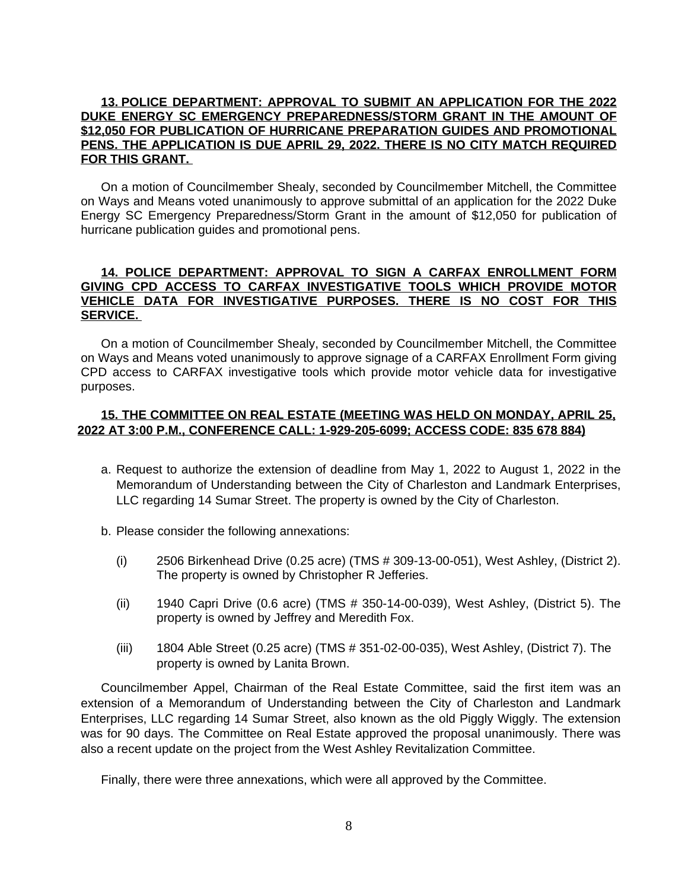**13. POLICE DEPARTMENT: APPROVAL TO SUBMIT AN APPLICATION FOR THE 2022 DUKE ENERGY SC EMERGENCY PREPAREDNESS/STORM GRANT IN THE AMOUNT OF $12,050 FOR PUBLICATION OF HURRICANE PREPARATION GUIDES AND PROMOTIONAL PENS. THE APPLICATION IS DUE APRIL 29, 2022. THERE IS NO CITY MATCH REQUIRED FOR THIS GRANT.**

On a motion of Councilmember Shealy, seconded by Councilmember Mitchell, the Committee on Ways and Means voted unanimously to approve submittal of an application for the 2022 Duke Energy SC Emergency Preparedness/Storm Grant in the amount of $12,050 for publication of hurricane publication guides and promotional pens.

**14. POLICE DEPARTMENT: APPROVAL TO SIGN A CARFAX ENROLLMENT FORM GIVING CPD ACCESS TO CARFAX INVESTIGATIVE TOOLS WHICH PROVIDE MOTOR VEHICLE DATA FOR INVESTIGATIVE PURPOSES. THERE IS NO COST FOR THIS SERVICE.**

On a motion of Councilmember Shealy, seconded by Councilmember Mitchell, the Committee on Ways and Means voted unanimously to approve signage of a CARFAX Enrollment Form giving CPD access to CARFAX investigative tools which provide motor vehicle data for investigative purposes.

**15. THE COMMITTEE ON REAL ESTATE (MEETING WAS HELD ON MONDAY, APRIL 25, 2022 AT 3:00 P.M., CONFERENCE CALL: 1-929-205-6099; ACCESS CODE: 835 678 884)**

a. Request to authorize the extension of deadline from May 1, 2022 to August 1, 2022 in the Memorandum of Understanding between the City of Charleston and Landmark Enterprises, LLC regarding 14 Sumar Street. The property is owned by the City of Charleston.

b. Please consider the following annexations:

(i) 2506 Birkenhead Drive (0.25 acre) (TMS # 309-13-00-051), West Ashley, (District 2). The property is owned by Christopher R Jefferies.

(ii) 1940 Capri Drive (0.6 acre) (TMS # 350-14-00-039), West Ashley, (District 5). The property is owned by Jeffrey and Meredith Fox.

(iii) 1804 Able Street (0.25 acre) (TMS # 351-02-00-035), West Ashley, (District 7). The property is owned by Lanita Brown.

Councilmember Appel, Chairman of the Real Estate Committee, said the first item was an extension of a Memorandum of Understanding between the City of Charleston and Landmark Enterprises, LLC regarding 14 Sumar Street, also known as the old Piggly Wiggly. The extension was for 90 days. The Committee on Real Estate approved the proposal unanimously. There was also a recent update on the project from the West Ashley Revitalization Committee.

Finally, there were three annexations, which were all approved by the Committee.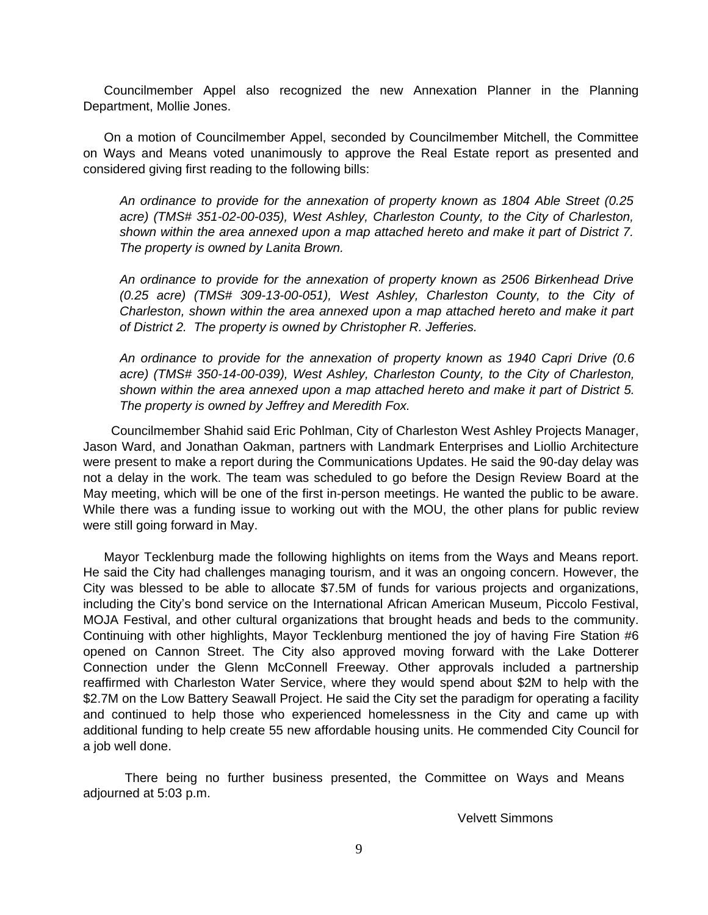Councilmember Appel also recognized the new Annexation Planner in the Planning Department, Mollie Jones.

On a motion of Councilmember Appel, seconded by Councilmember Mitchell, the Committee on Ways and Means voted unanimously to approve the Real Estate report as presented and considered giving first reading to the following bills:

*An ordinance to provide for the annexation of property known as 1804 Able Street (0.25 acre) (TMS# 351-02-00-035), West Ashley, Charleston County, to the City of Charleston, shown within the area annexed upon a map attached hereto and make it part of District 7. The property is owned by Lanita Brown.*

*An ordinance to provide for the annexation of property known as 2506 Birkenhead Drive (0.25 acre) (TMS# 309-13-00-051), West Ashley, Charleston County, to the City of Charleston, shown within the area annexed upon a map attached hereto and make it part of District 2. The property is owned by Christopher R. Jefferies.*

*An ordinance to provide for the annexation of property known as 1940 Capri Drive (0.6 acre) (TMS# 350-14-00-039), West Ashley, Charleston County, to the City of Charleston, shown within the area annexed upon a map attached hereto and make it part of District 5. The property is owned by Jeffrey and Meredith Fox.*

Councilmember Shahid said Eric Pohlman, City of Charleston West Ashley Projects Manager, Jason Ward, and Jonathan Oakman, partners with Landmark Enterprises and Liollio Architecture were present to make a report during the Communications Updates. He said the 90-day delay was not a delay in the work. The team was scheduled to go before the Design Review Board at the May meeting, which will be one of the first in-person meetings. He wanted the public to be aware. While there was a funding issue to working out with the MOU, the other plans for public review were still going forward in May.

Mayor Tecklenburg made the following highlights on items from the Ways and Means report. He said the City had challenges managing tourism, and it was an ongoing concern. However, the City was blessed to be able to allocate $7.5M of funds for various projects and organizations, including the City's bond service on the International African American Museum, Piccolo Festival, MOJA Festival, and other cultural organizations that brought heads and beds to the community. Continuing with other highlights, Mayor Tecklenburg mentioned the joy of having Fire Station #6 opened on Cannon Street. The City also approved moving forward with the Lake Dotterer Connection under the Glenn McConnell Freeway. Other approvals included a partnership reaffirmed with Charleston Water Service, where they would spend about $2M to help with the $2.7M on the Low Battery Seawall Project. He said the City set the paradigm for operating a facility and continued to help those who experienced homelessness in the City and came up with additional funding to help create 55 new affordable housing units. He commended City Council for a job well done.

There being no further business presented, the Committee on Ways and Means adjourned at 5:03 p.m.

Velvett Simmons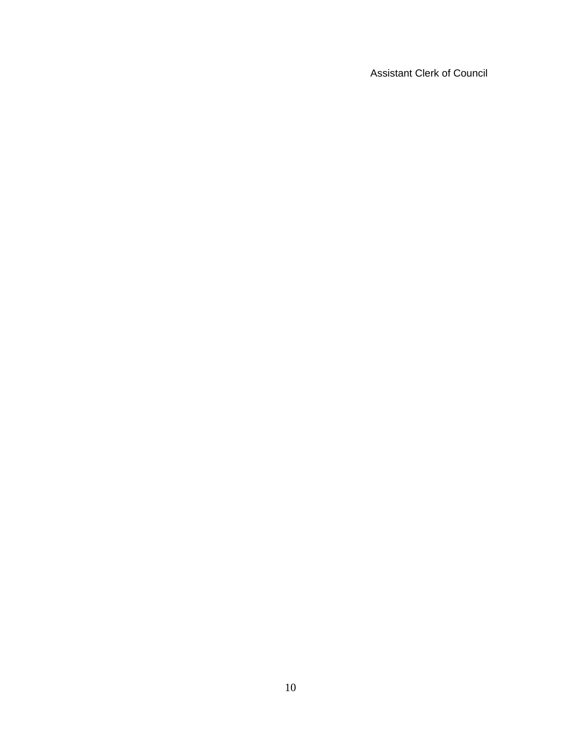Assistant Clerk of Council